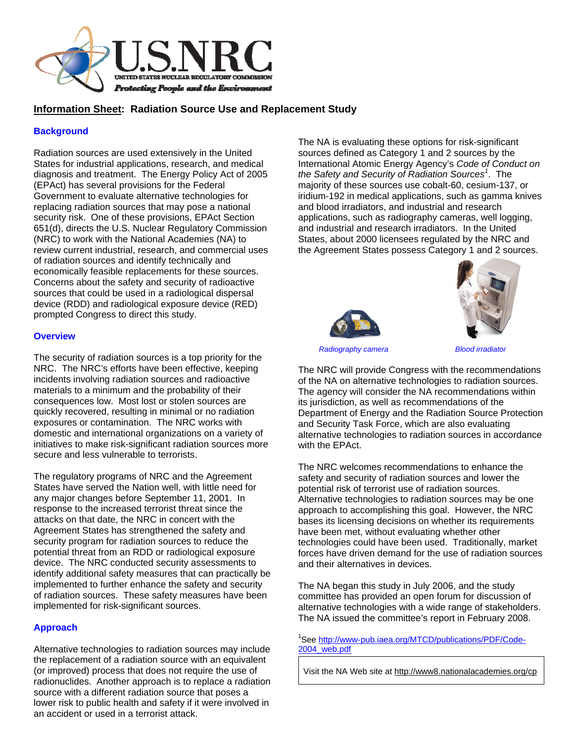# Information Sheet: Radiation Source Use and Replacement Study

## Background

Radiation sources are used extensively in the United States for industrial applications, research, and medical diagnosis and treatment. The Energy Policy Act of 2005 (EPAct) has several provisions for the Federal Government to evaluate alternative technologies for replacing radiation sources that may pose a national security risk. One of these provisions, EPAct Section 651(d), directs the U.S. Nuclear Regulatory Commission (NRC) to work with the National Academies (NA) to review current industrial, research, and commercial uses of radiation sources and identify technically and economically feasible replacements for these sources. Concerns about the safety and security of radioactive sources that could be used in a radiological dispersal device (RDD) and radiological exposure device (RED) prompted Congress to direct this study.

## Overview

The security of radiation sources is a top priority for the NRC. The NRC's efforts have been effective, keeping incidents involving radiation sources and radioactive materials to a minimum and the probability of their consequences low. Most lost or stolen sources are quickly recovered, resulting in minimal or no radiation exposures or contamination. The NRC works with domestic and international organizations on a variety of initiatives to make risk-significant radiation sources more secure and less vulnerable to terrorists.

The regulatory programs of NRC and the Agreement States have served the Nation well, with little need for any major changes before September 11, 2001. In response to the increased terrorist threat since the attacks on that date, the NRC in concert with the Agreement States has strengthened the safety and security program for radiation sources to reduce the potential threat from an RDD or radiological exposure device. The NRC conducted security assessments to identify additional safety measures that can practically be implemented to further enhance the safety and security of radiation sources. These safety measures have been implemented for risk-significant sources.

## Approach

Alternative technologies to radiation sources may include the replacement of a radiation source with an equivalent (or improved) process that does not require the use of radionuclides. Another approach is to replace a radiation source with a different radiation source that poses a lower risk to public health and safety if it were involved in an accident or used in a terrorist attack.

The NA is evaluating these options for risk-significant sources defined as Category 1 and 2 sources by the International Atomic Energy Agency's *Code of Conduct on the Safety and Security of Radiation Sources*[1]. The majority of these sources use cobalt-60, cesium-137, or iridium-192 in medical applications, such as gamma knives and blood irradiators, and industrial and research applications, such as radiography cameras, well logging, and industrial and research irradiators. In the United States, about 2000 licensees regulated by the NRC and the Agreement States possess Category 1 and 2 sources.

*Radiography camera*

*Blood irradiator*

The NRC will provide Congress with the recommendations of the NA on alternative technologies to radiation sources. The agency will consider the NA recommendations within its jurisdiction, as well as recommendations of the Department of Energy and the Radiation Source Protection and Security Task Force, which are also evaluating alternative technologies to radiation sources in accordance with the EPAct.

The NRC welcomes recommendations to enhance the safety and security of radiation sources and lower the potential risk of terrorist use of radiation sources. Alternative technologies to radiation sources may be one approach to accomplishing this goal. However, the NRC bases its licensing decisions on whether its requirements have been met, without evaluating whether other technologies could have been used. Traditionally, market forces have driven demand for the use of radiation sources and their alternatives in devices.

The NA began this study in July 2006, and the study committee has provided an open forum for discussion of alternative technologies with a wide range of stakeholders. The NA issued the committee's report in February 2008.

[1] See http://www-pub.iaea.org/MTCD/publications/PDF/Code-2004_web.pdf

Visit the NA Web site at http://www8.nationalacademies.org/cp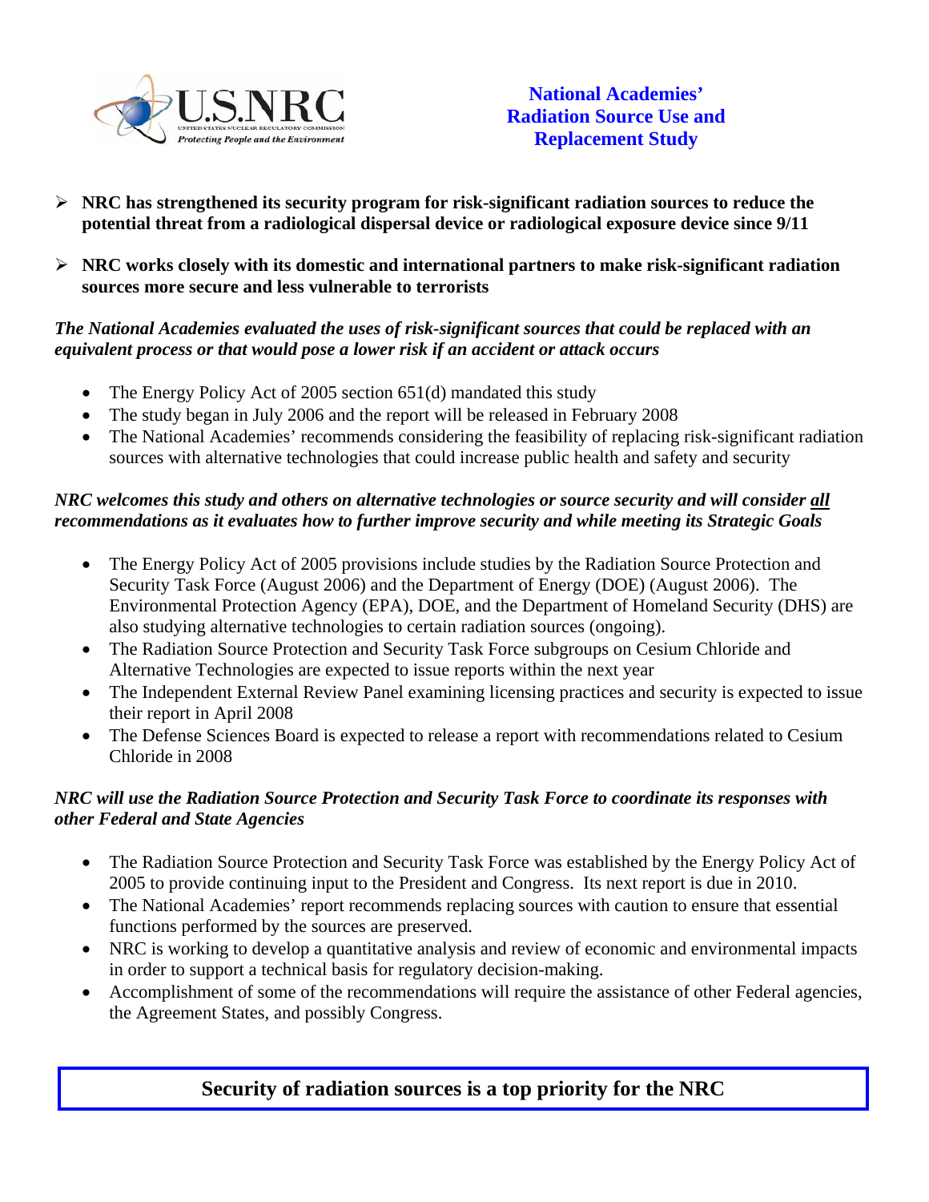# National Academies' Radiation Source Use and Replacement Study

- **NRC has strengthened its security program for risk-significant radiation sources to reduce the potential threat from a radiological dispersal device or radiological exposure device since 9/11**
- **NRC works closely with its domestic and international partners to make risk-significant radiation sources more secure and less vulnerable to terrorists**

***The National Academies evaluated the uses of risk-significant sources that could be replaced with an equivalent process or that would pose a lower risk if an accident or attack occurs***

- The Energy Policy Act of 2005 section 651(d) mandated this study
- The study began in July 2006 and the report will be released in February 2008
- The National Academies' recommends considering the feasibility of replacing risk-significant radiation sources with alternative technologies that could increase public health and safety and security

***NRC welcomes this study and others on alternative technologies or source security and will consider <u>all</u> recommendations as it evaluates how to further improve security and while meeting its Strategic Goals***

- The Energy Policy Act of 2005 provisions include studies by the Radiation Source Protection and Security Task Force (August 2006) and the Department of Energy (DOE) (August 2006). The Environmental Protection Agency (EPA), DOE, and the Department of Homeland Security (DHS) are also studying alternative technologies to certain radiation sources (ongoing).
- The Radiation Source Protection and Security Task Force subgroups on Cesium Chloride and Alternative Technologies are expected to issue reports within the next year
- The Independent External Review Panel examining licensing practices and security is expected to issue their report in April 2008
- The Defense Sciences Board is expected to release a report with recommendations related to Cesium Chloride in 2008

***NRC will use the Radiation Source Protection and Security Task Force to coordinate its responses with other Federal and State Agencies***

- The Radiation Source Protection and Security Task Force was established by the Energy Policy Act of 2005 to provide continuing input to the President and Congress. Its next report is due in 2010.
- The National Academies' report recommends replacing sources with caution to ensure that essential functions performed by the sources are preserved.
- NRC is working to develop a quantitative analysis and review of economic and environmental impacts in order to support a technical basis for regulatory decision-making.
- Accomplishment of some of the recommendations will require the assistance of other Federal agencies, the Agreement States, and possibly Congress.

**Security of radiation sources is a top priority for the NRC**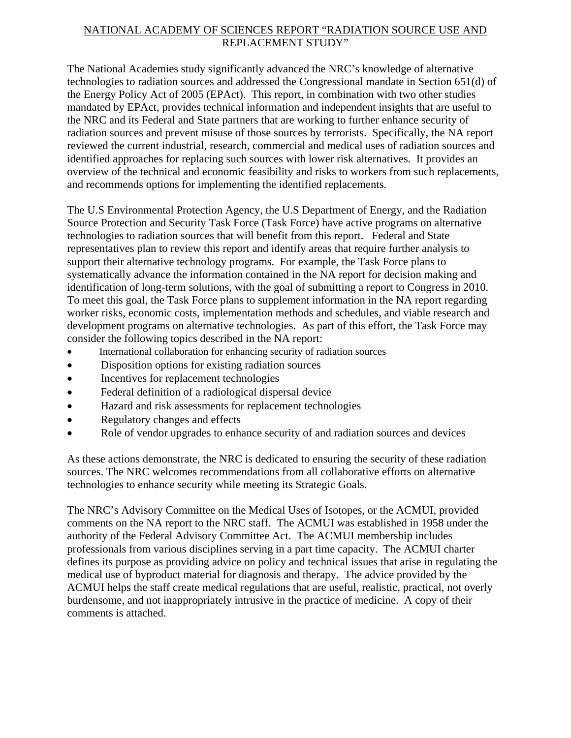# NATIONAL ACADEMY OF SCIENCES REPORT "RADIATION SOURCE USE AND REPLACEMENT STUDY"

The National Academies study significantly advanced the NRC's knowledge of alternative technologies to radiation sources and addressed the Congressional mandate in Section 651(d) of the Energy Policy Act of 2005 (EPAct). This report, in combination with two other studies mandated by EPAct, provides technical information and independent insights that are useful to the NRC and its Federal and State partners that are working to further enhance security of radiation sources and prevent misuse of those sources by terrorists. Specifically, the NA report reviewed the current industrial, research, commercial and medical uses of radiation sources and identified approaches for replacing such sources with lower risk alternatives. It provides an overview of the technical and economic feasibility and risks to workers from such replacements, and recommends options for implementing the identified replacements.

The U.S Environmental Protection Agency, the U.S Department of Energy, and the Radiation Source Protection and Security Task Force (Task Force) have active programs on alternative technologies to radiation sources that will benefit from this report. Federal and State representatives plan to review this report and identify areas that require further analysis to support their alternative technology programs. For example, the Task Force plans to systematically advance the information contained in the NA report for decision making and identification of long-term solutions, with the goal of submitting a report to Congress in 2010. To meet this goal, the Task Force plans to supplement information in the NA report regarding worker risks, economic costs, implementation methods and schedules, and viable research and development programs on alternative technologies. As part of this effort, the Task Force may consider the following topics described in the NA report:

- International collaboration for enhancing security of radiation sources
- Disposition options for existing radiation sources
- Incentives for replacement technologies
- Federal definition of a radiological dispersal device
- Hazard and risk assessments for replacement technologies
- Regulatory changes and effects
- Role of vendor upgrades to enhance security of and radiation sources and devices

As these actions demonstrate, the NRC is dedicated to ensuring the security of these radiation sources. The NRC welcomes recommendations from all collaborative efforts on alternative technologies to enhance security while meeting its Strategic Goals.

The NRC's Advisory Committee on the Medical Uses of Isotopes, or the ACMUI, provided comments on the NA report to the NRC staff. The ACMUI was established in 1958 under the authority of the Federal Advisory Committee Act. The ACMUI membership includes professionals from various disciplines serving in a part time capacity. The ACMUI charter defines its purpose as providing advice on policy and technical issues that arise in regulating the medical use of byproduct material for diagnosis and therapy. The advice provided by the ACMUI helps the staff create medical regulations that are useful, realistic, practical, not overly burdensome, and not inappropriately intrusive in the practice of medicine. A copy of their comments is attached.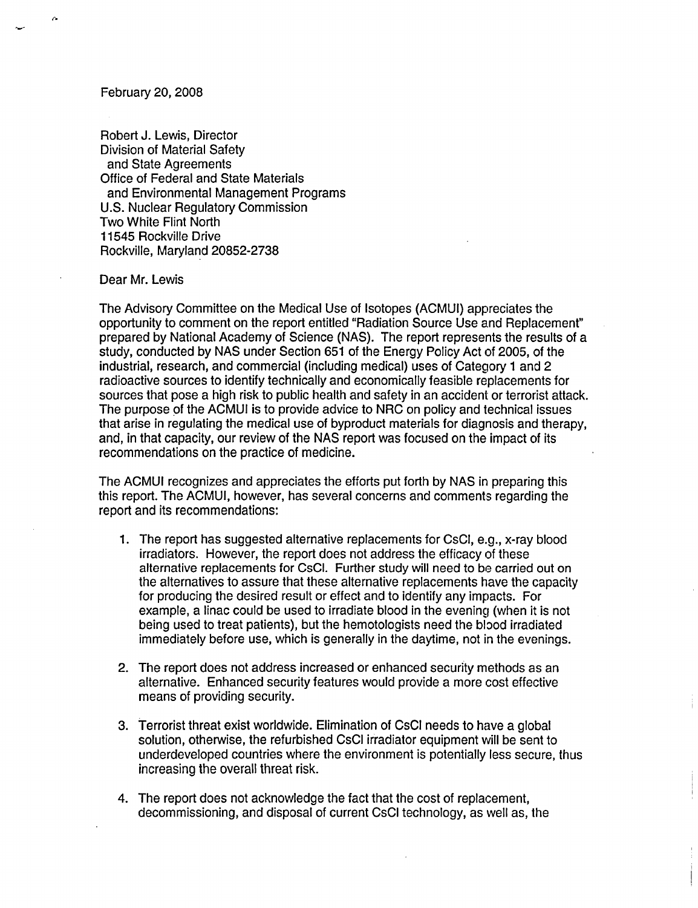February 20, 2008

Robert J. Lewis, Director
Division of Material Safety
and State Agreements
Office of Federal and State Materials
and Environmental Management Programs
U.S. Nuclear Regulatory Commission
Two White Flint North
11545 Rockville Drive
Rockville, Maryland 20852-2738

Dear Mr. Lewis

The Advisory Committee on the Medical Use of Isotopes (ACMUI) appreciates the opportunity to comment on the report entitled "Radiation Source Use and Replacement" prepared by National Academy of Science (NAS). The report represents the results of a study, conducted by NAS under Section 651 of the Energy Policy Act of 2005, of the industrial, research, and commercial (including medical) uses of Category 1 and 2 radioactive sources to identify technically and economically feasible replacements for sources that pose a high risk to public health and safety in an accident or terrorist attack. The purpose of the ACMUI is to provide advice to NRC on policy and technical issues that arise in regulating the medical use of byproduct materials for diagnosis and therapy, and, in that capacity, our review of the NAS report was focused on the impact of its recommendations on the practice of medicine.

The ACMUI recognizes and appreciates the efforts put forth by NAS in preparing this this report. The ACMUI, however, has several concerns and comments regarding the report and its recommendations:

1. The report has suggested alternative replacements for CsCl, e.g., x-ray blood irradiators. However, the report does not address the efficacy of these alternative replacements for CsCl. Further study will need to be carried out on the alternatives to assure that these alternative replacements have the capacity for producing the desired result or effect and to identify any impacts. For example, a linac could be used to irradiate blood in the evening (when it is not being used to treat patients), but the hemotologists need the blood irradiated immediately before use, which is generally in the daytime, not in the evenings.

2. The report does not address increased or enhanced security methods as an alternative. Enhanced security features would provide a more cost effective means of providing security.

3. Terrorist threat exist worldwide. Elimination of CsCl needs to have a global solution, otherwise, the refurbished CsCl irradiator equipment will be sent to underdeveloped countries where the environment is potentially less secure, thus increasing the overall threat risk.

4. The report does not acknowledge the fact that the cost of replacement, decommissioning, and disposal of current CsCl technology, as well as, the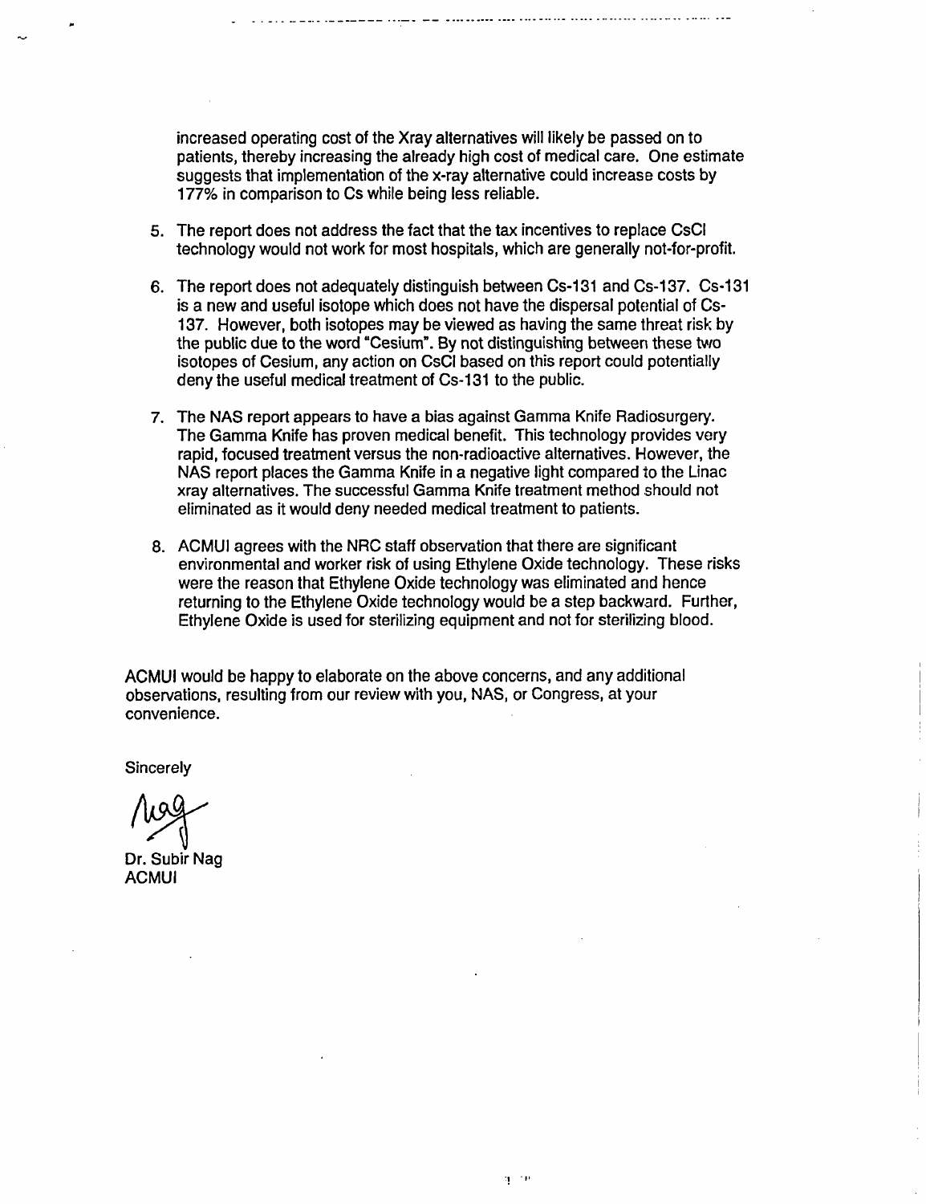increased operating cost of the Xray alternatives will likely be passed on to patients, thereby increasing the already high cost of medical care. One estimate suggests that implementation of the x-ray alternative could increase costs by 177% in comparison to Cs while being less reliable.

5. The report does not address the fact that the tax incentives to replace CsCl technology would not work for most hospitals, which are generally not-for-profit.

6. The report does not adequately distinguish between Cs-131 and Cs-137. Cs-131 is a new and useful isotope which does not have the dispersal potential of Cs-137. However, both isotopes may be viewed as having the same threat risk by the public due to the word "Cesium". By not distinguishing between these two isotopes of Cesium, any action on CsCl based on this report could potentially deny the useful medical treatment of Cs-131 to the public.

7. The NAS report appears to have a bias against Gamma Knife Radiosurgery. The Gamma Knife has proven medical benefit. This technology provides very rapid, focused treatment versus the non-radioactive alternatives. However, the NAS report places the Gamma Knife in a negative light compared to the Linac xray alternatives. The successful Gamma Knife treatment method should not eliminated as it would deny needed medical treatment to patients.

8. ACMUI agrees with the NRC staff observation that there are significant environmental and worker risk of using Ethylene Oxide technology. These risks were the reason that Ethylene Oxide technology was eliminated and hence returning to the Ethylene Oxide technology would be a step backward. Further, Ethylene Oxide is used for sterilizing equipment and not for sterilizing blood.

ACMUI would be happy to elaborate on the above concerns, and any additional observations, resulting from our review with you, NAS, or Congress, at your convenience.

Sincerely

Dr. Subir Nag
ACMUI